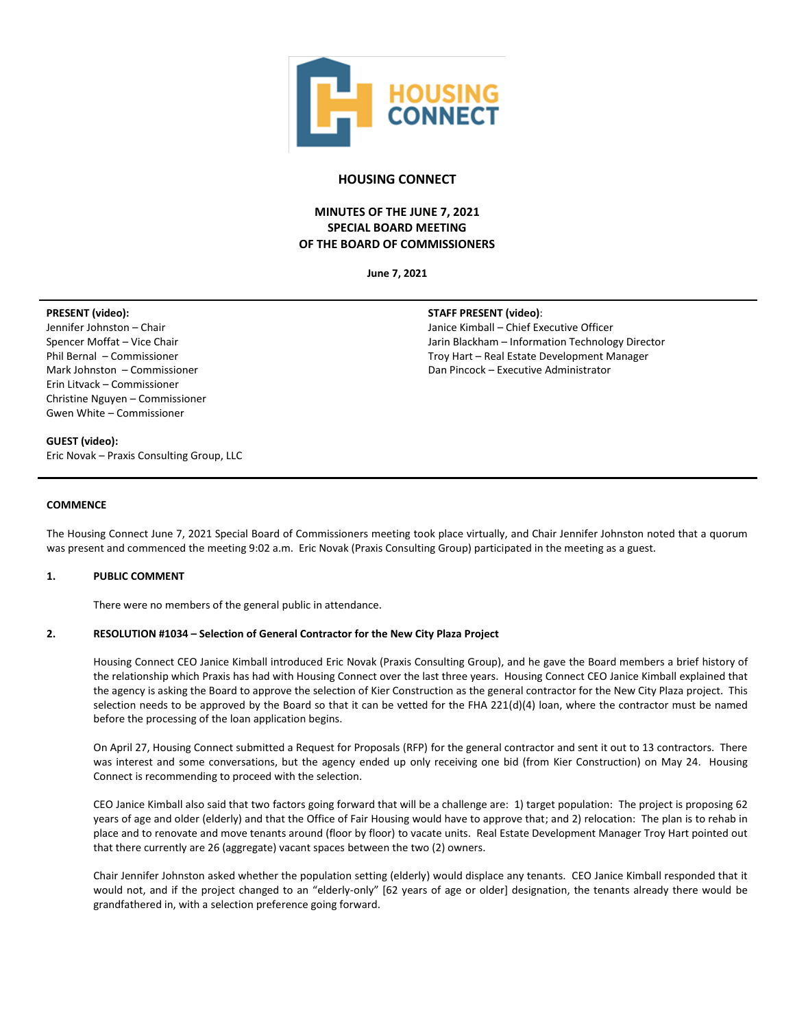# HOUSING CONNECT

## MINUTES OF THE JUNE 7, 2021 SPECIAL BOARD MEETING OF THE BOARD OF COMMISSIONERS

**June 7, 2021**

**PRESENT (video):**
Jennifer Johnston – Chair
Spencer Moffat – Vice Chair
Phil Bernal – Commissioner
Mark Johnston – Commissioner
Erin Litvack – Commissioner
Christine Nguyen – Commissioner
Gwen White – Commissioner

**STAFF PRESENT (video):**
Janice Kimball – Chief Executive Officer
Jarin Blackham – Information Technology Director
Troy Hart – Real Estate Development Manager
Dan Pincock – Executive Administrator

**GUEST (video):**
Eric Novak – Praxis Consulting Group, LLC

---

**COMMENCE**

The Housing Connect June 7, 2021 Special Board of Commissioners meeting took place virtually, and Chair Jennifer Johnston noted that a quorum was present and commenced the meeting 9:02 a.m. Eric Novak (Praxis Consulting Group) participated in the meeting as a guest.

**1. PUBLIC COMMENT**

There were no members of the general public in attendance.

**2. RESOLUTION #1034 – Selection of General Contractor for the New City Plaza Project**

Housing Connect CEO Janice Kimball introduced Eric Novak (Praxis Consulting Group), and he gave the Board members a brief history of the relationship which Praxis has had with Housing Connect over the last three years. Housing Connect CEO Janice Kimball explained that the agency is asking the Board to approve the selection of Kier Construction as the general contractor for the New City Plaza project. This selection needs to be approved by the Board so that it can be vetted for the FHA 221(d)(4) loan, where the contractor must be named before the processing of the loan application begins.

On April 27, Housing Connect submitted a Request for Proposals (RFP) for the general contractor and sent it out to 13 contractors. There was interest and some conversations, but the agency ended up only receiving one bid (from Kier Construction) on May 24. Housing Connect is recommending to proceed with the selection.

CEO Janice Kimball also said that two factors going forward that will be a challenge are: 1) target population: The project is proposing 62 years of age and older (elderly) and that the Office of Fair Housing would have to approve that; and 2) relocation: The plan is to rehab in place and to renovate and move tenants around (floor by floor) to vacate units. Real Estate Development Manager Troy Hart pointed out that there currently are 26 (aggregate) vacant spaces between the two (2) owners.

Chair Jennifer Johnston asked whether the population setting (elderly) would displace any tenants. CEO Janice Kimball responded that it would not, and if the project changed to an "elderly-only" [62 years of age or older] designation, the tenants already there would be grandfathered in, with a selection preference going forward.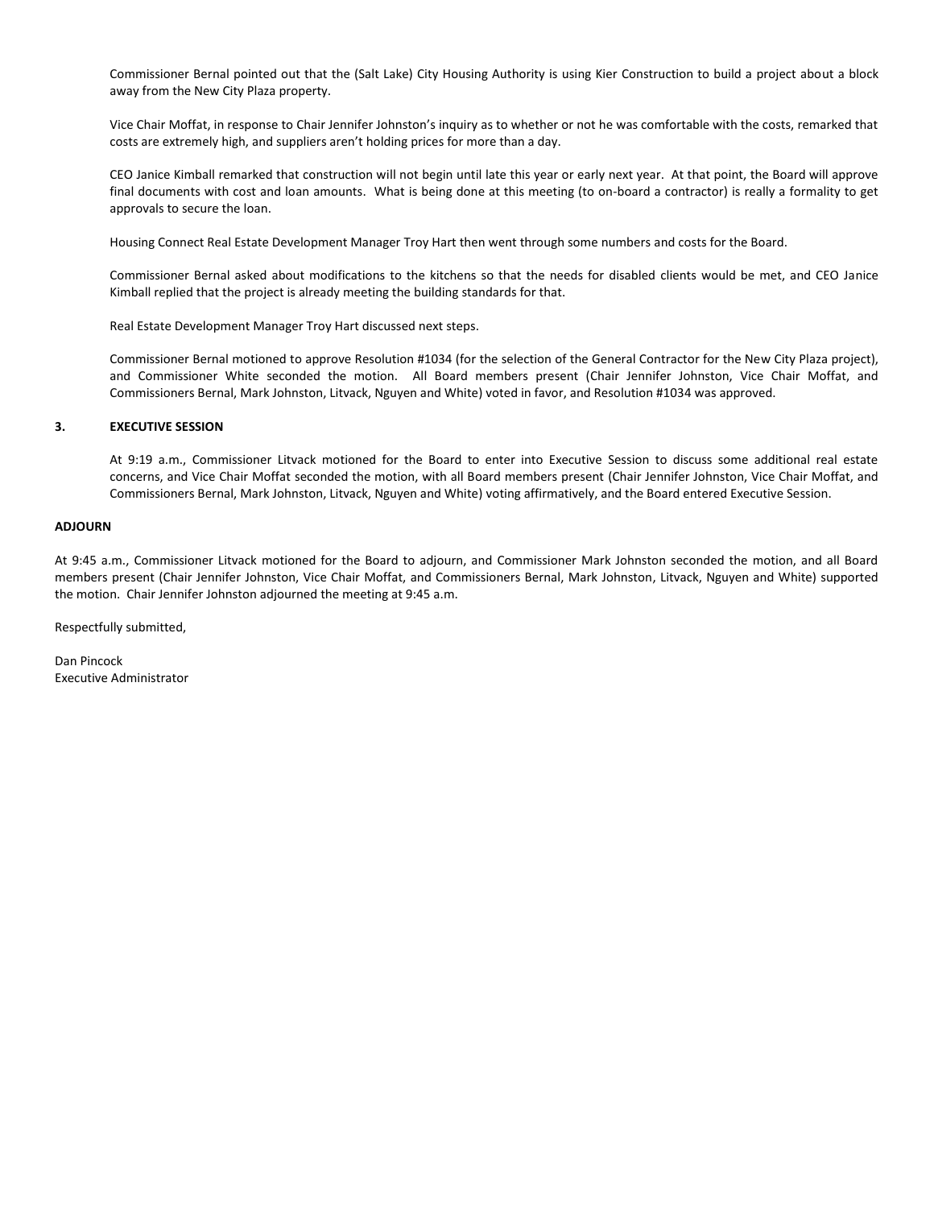Commissioner Bernal pointed out that the (Salt Lake) City Housing Authority is using Kier Construction to build a project about a block away from the New City Plaza property.

Vice Chair Moffat, in response to Chair Jennifer Johnston's inquiry as to whether or not he was comfortable with the costs, remarked that costs are extremely high, and suppliers aren't holding prices for more than a day.

CEO Janice Kimball remarked that construction will not begin until late this year or early next year. At that point, the Board will approve final documents with cost and loan amounts. What is being done at this meeting (to on-board a contractor) is really a formality to get approvals to secure the loan.

Housing Connect Real Estate Development Manager Troy Hart then went through some numbers and costs for the Board.

Commissioner Bernal asked about modifications to the kitchens so that the needs for disabled clients would be met, and CEO Janice Kimball replied that the project is already meeting the building standards for that.

Real Estate Development Manager Troy Hart discussed next steps.

Commissioner Bernal motioned to approve Resolution #1034 (for the selection of the General Contractor for the New City Plaza project), and Commissioner White seconded the motion. All Board members present (Chair Jennifer Johnston, Vice Chair Moffat, and Commissioners Bernal, Mark Johnston, Litvack, Nguyen and White) voted in favor, and Resolution #1034 was approved.

### 3. EXECUTIVE SESSION

At 9:19 a.m., Commissioner Litvack motioned for the Board to enter into Executive Session to discuss some additional real estate concerns, and Vice Chair Moffat seconded the motion, with all Board members present (Chair Jennifer Johnston, Vice Chair Moffat, and Commissioners Bernal, Mark Johnston, Litvack, Nguyen and White) voting affirmatively, and the Board entered Executive Session.

### ADJOURN

At 9:45 a.m., Commissioner Litvack motioned for the Board to adjourn, and Commissioner Mark Johnston seconded the motion, and all Board members present (Chair Jennifer Johnston, Vice Chair Moffat, and Commissioners Bernal, Mark Johnston, Litvack, Nguyen and White) supported the motion. Chair Jennifer Johnston adjourned the meeting at 9:45 a.m.

Respectfully submitted,

Dan Pincock
Executive Administrator